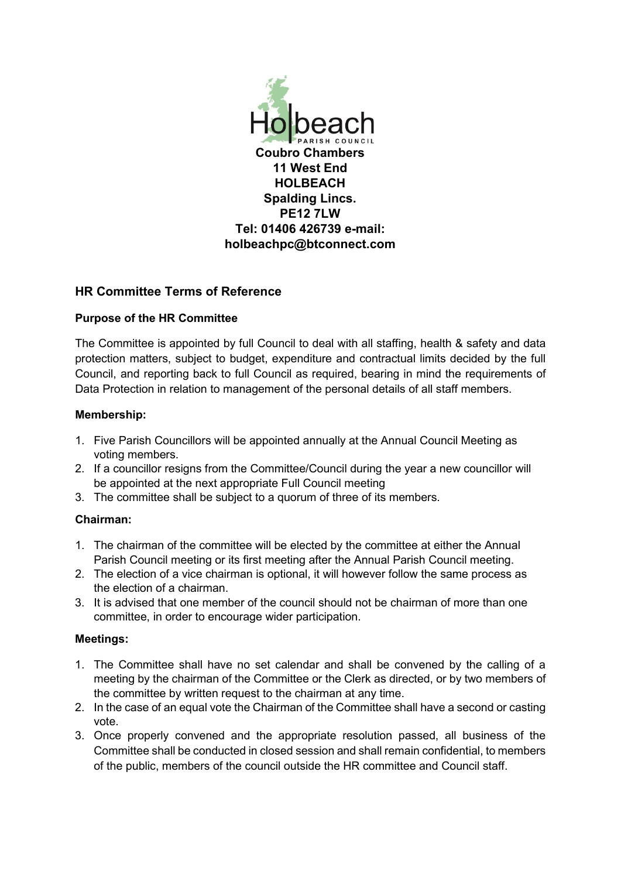Holbeach
PARISH COUNCIL

**Coubro Chambers**
**11 West End**
**HOLBEACH**
**Spalding Lincs.**
**PE12 7LW**
**Tel: 01406 426739 e-mail:**
**holbeachpc@btconnect.com**

## HR Committee Terms of Reference

### Purpose of the HR Committee

The Committee is appointed by full Council to deal with all staffing, health & safety and data protection matters, subject to budget, expenditure and contractual limits decided by the full Council, and reporting back to full Council as required, bearing in mind the requirements of Data Protection in relation to management of the personal details of all staff members.

### Membership:

1. Five Parish Councillors will be appointed annually at the Annual Council Meeting as voting members.
2. If a councillor resigns from the Committee/Council during the year a new councillor will be appointed at the next appropriate Full Council meeting
3. The committee shall be subject to a quorum of three of its members.

### Chairman:

1. The chairman of the committee will be elected by the committee at either the Annual Parish Council meeting or its first meeting after the Annual Parish Council meeting.
2. The election of a vice chairman is optional, it will however follow the same process as the election of a chairman.
3. It is advised that one member of the council should not be chairman of more than one committee, in order to encourage wider participation.

### Meetings:

1. The Committee shall have no set calendar and shall be convened by the calling of a meeting by the chairman of the Committee or the Clerk as directed, or by two members of the committee by written request to the chairman at any time.
2. In the case of an equal vote the Chairman of the Committee shall have a second or casting vote.
3. Once properly convened and the appropriate resolution passed, all business of the Committee shall be conducted in closed session and shall remain confidential, to members of the public, members of the council outside the HR committee and Council staff.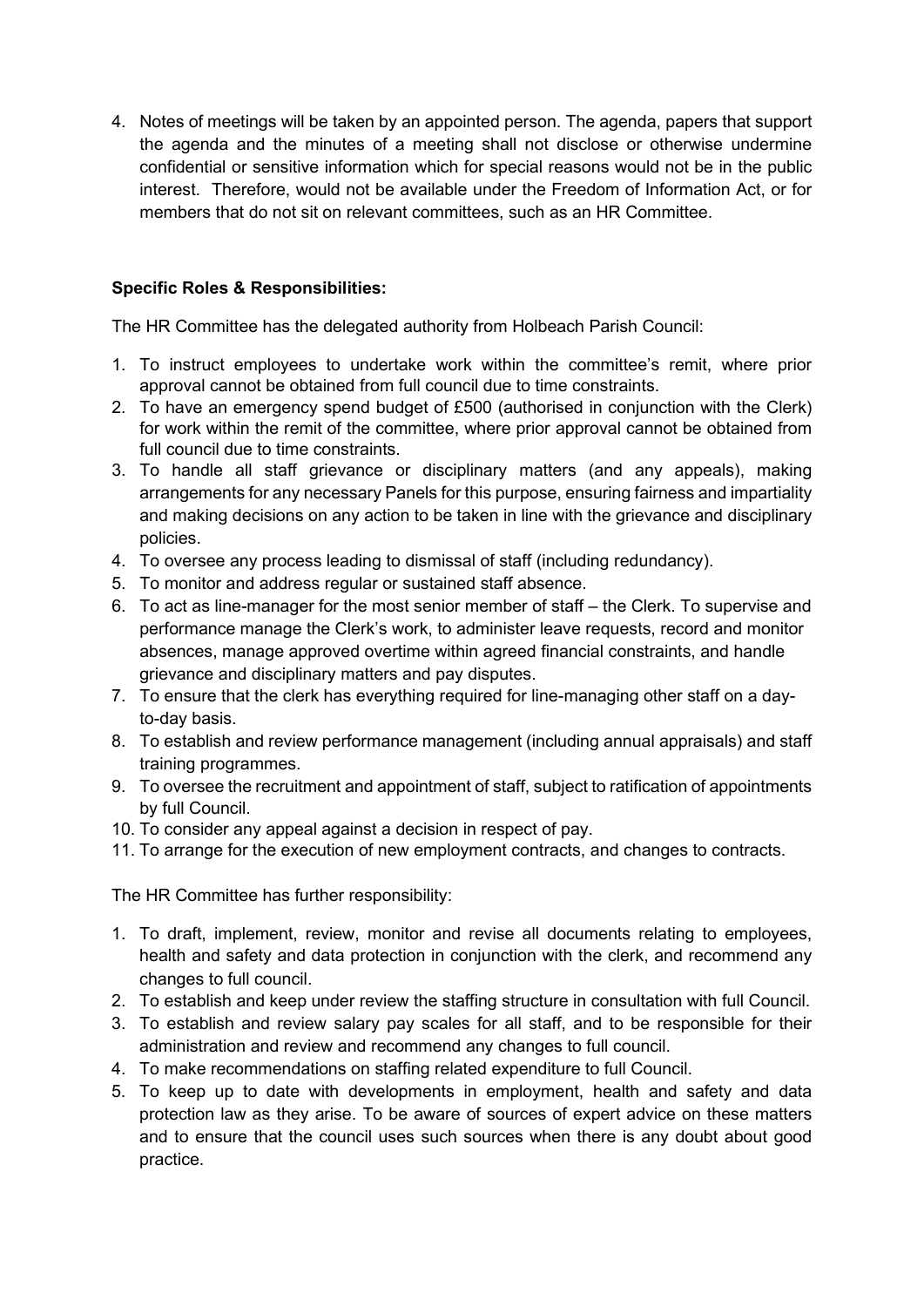4. Notes of meetings will be taken by an appointed person. The agenda, papers that support the agenda and the minutes of a meeting shall not disclose or otherwise undermine confidential or sensitive information which for special reasons would not be in the public interest. Therefore, would not be available under the Freedom of Information Act, or for members that do not sit on relevant committees, such as an HR Committee.

**Specific Roles & Responsibilities:**

The HR Committee has the delegated authority from Holbeach Parish Council:

1. To instruct employees to undertake work within the committee's remit, where prior approval cannot be obtained from full council due to time constraints.
2. To have an emergency spend budget of £500 (authorised in conjunction with the Clerk) for work within the remit of the committee, where prior approval cannot be obtained from full council due to time constraints.
3. To handle all staff grievance or disciplinary matters (and any appeals), making arrangements for any necessary Panels for this purpose, ensuring fairness and impartiality and making decisions on any action to be taken in line with the grievance and disciplinary policies.
4. To oversee any process leading to dismissal of staff (including redundancy).
5. To monitor and address regular or sustained staff absence.
6. To act as line-manager for the most senior member of staff – the Clerk. To supervise and performance manage the Clerk's work, to administer leave requests, record and monitor absences, manage approved overtime within agreed financial constraints, and handle grievance and disciplinary matters and pay disputes.
7. To ensure that the clerk has everything required for line-managing other staff on a day-to-day basis.
8. To establish and review performance management (including annual appraisals) and staff training programmes.
9. To oversee the recruitment and appointment of staff, subject to ratification of appointments by full Council.
10. To consider any appeal against a decision in respect of pay.
11. To arrange for the execution of new employment contracts, and changes to contracts.

The HR Committee has further responsibility:

1. To draft, implement, review, monitor and revise all documents relating to employees, health and safety and data protection in conjunction with the clerk, and recommend any changes to full council.
2. To establish and keep under review the staffing structure in consultation with full Council.
3. To establish and review salary pay scales for all staff, and to be responsible for their administration and review and recommend any changes to full council.
4. To make recommendations on staffing related expenditure to full Council.
5. To keep up to date with developments in employment, health and safety and data protection law as they arise. To be aware of sources of expert advice on these matters and to ensure that the council uses such sources when there is any doubt about good practice.